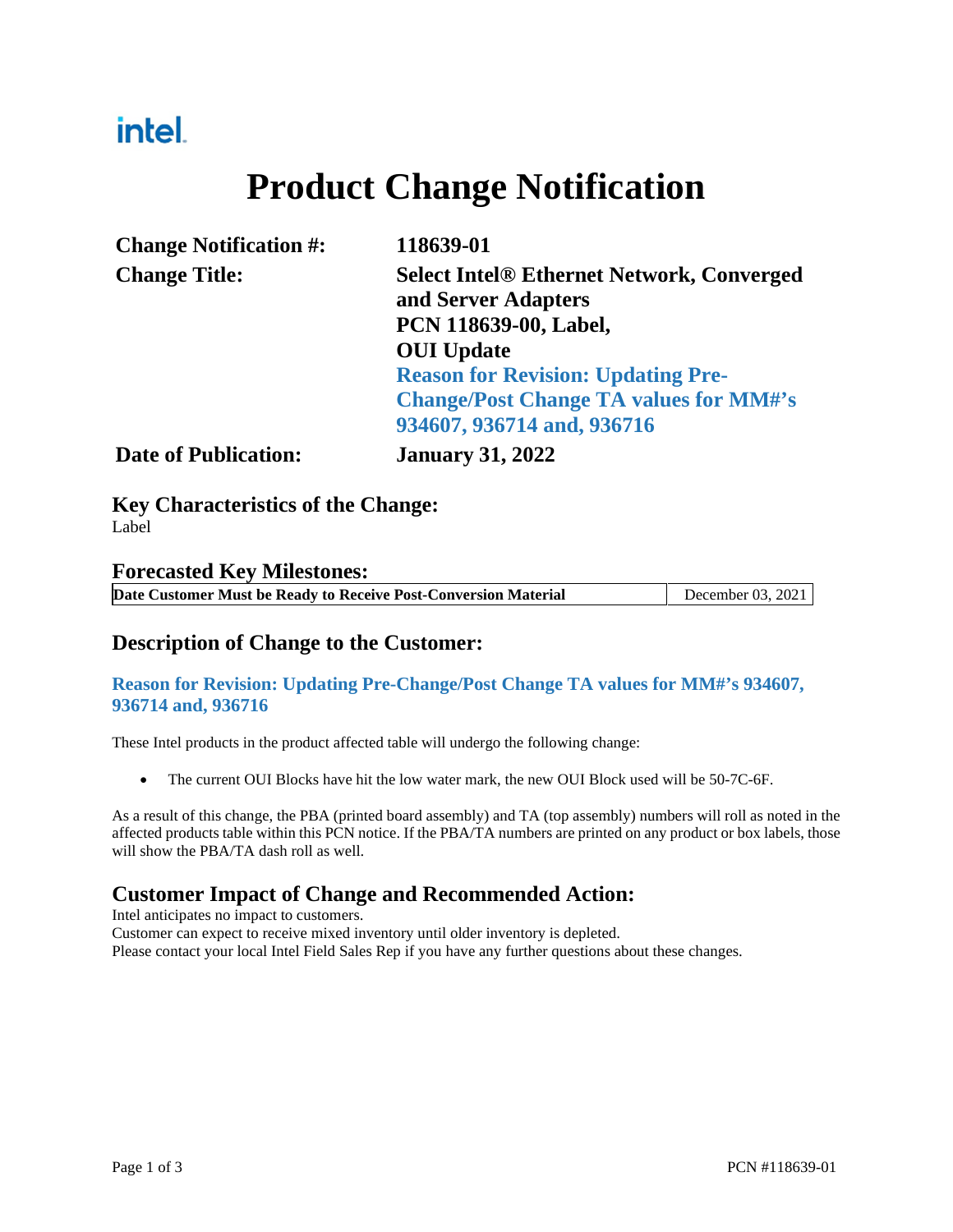intel.

# Product Change Notification

| | |
|---|---|
| **Change Notification #:** | **118639-01** |
| **Change Title:** | **Select Intel® Ethernet Network, Converged and Server Adapters PCN 118639-00, Label, OUI Update**<br>**Reason for Revision: Updating Pre-Change/Post Change TA values for MM#'s 934607, 936714 and, 936716** |
| **Date of Publication:** | **January 31, 2022** |

## Key Characteristics of the Change:

Label

## Forecasted Key Milestones:

| | |
|---|---|
| **Date Customer Must be Ready to Receive Post-Conversion Material** | December 03, 2021 |

## Description of Change to the Customer:

**Reason for Revision: Updating Pre-Change/Post Change TA values for MM#'s 934607, 936714 and, 936716**

These Intel products in the product affected table will undergo the following change:

- The current OUI Blocks have hit the low water mark, the new OUI Block used will be 50-7C-6F.

As a result of this change, the PBA (printed board assembly) and TA (top assembly) numbers will roll as noted in the affected products table within this PCN notice. If the PBA/TA numbers are printed on any product or box labels, those will show the PBA/TA dash roll as well.

## Customer Impact of Change and Recommended Action:

Intel anticipates no impact to customers.
Customer can expect to receive mixed inventory until older inventory is depleted.
Please contact your local Intel Field Sales Rep if you have any further questions about these changes.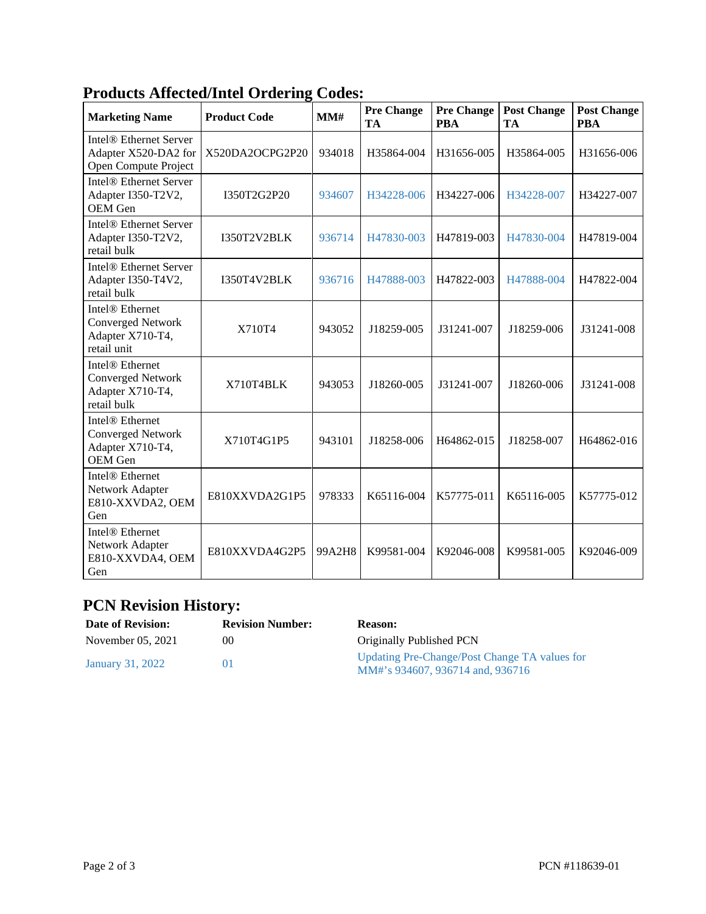## Products Affected/Intel Ordering Codes:

| Marketing Name | Product Code | MM# | Pre Change TA | Pre Change PBA | Post Change TA | Post Change PBA |
|---|---|---|---|---|---|---|
| Intel® Ethernet Server Adapter X520-DA2 for Open Compute Project | X520DA2OCPG2P20 | 934018 | H35864-004 | H31656-005 | H35864-005 | H31656-006 |
| Intel® Ethernet Server Adapter I350-T2V2, OEM Gen | I350T2G2P20 | 934607 | H34228-006 | H34227-006 | H34228-007 | H34227-007 |
| Intel® Ethernet Server Adapter I350-T2V2, retail bulk | I350T2V2BLK | 936714 | H47830-003 | H47819-003 | H47830-004 | H47819-004 |
| Intel® Ethernet Server Adapter I350-T4V2, retail bulk | I350T4V2BLK | 936716 | H47888-003 | H47822-003 | H47888-004 | H47822-004 |
| Intel® Ethernet Converged Network Adapter X710-T4, retail unit | X710T4 | 943052 | J18259-005 | J31241-007 | J18259-006 | J31241-008 |
| Intel® Ethernet Converged Network Adapter X710-T4, retail bulk | X710T4BLK | 943053 | J18260-005 | J31241-007 | J18260-006 | J31241-008 |
| Intel® Ethernet Converged Network Adapter X710-T4, OEM Gen | X710T4G1P5 | 943101 | J18258-006 | H64862-015 | J18258-007 | H64862-016 |
| Intel® Ethernet Network Adapter E810-XXVDA2, OEM Gen | E810XXVDA2G1P5 | 978333 | K65116-004 | K57775-011 | K65116-005 | K57775-012 |
| Intel® Ethernet Network Adapter E810-XXVDA4, OEM Gen | E810XXVDA4G2P5 | 99A2H8 | K99581-004 | K92046-008 | K99581-005 | K92046-009 |

## PCN Revision History:

| Date of Revision: | Revision Number: | Reason: |
|---|---|---|
| November 05, 2021 | 00 | Originally Published PCN |
| January 31, 2022 | 01 | Updating Pre-Change/Post Change TA values for MM#'s 934607, 936714 and, 936716 |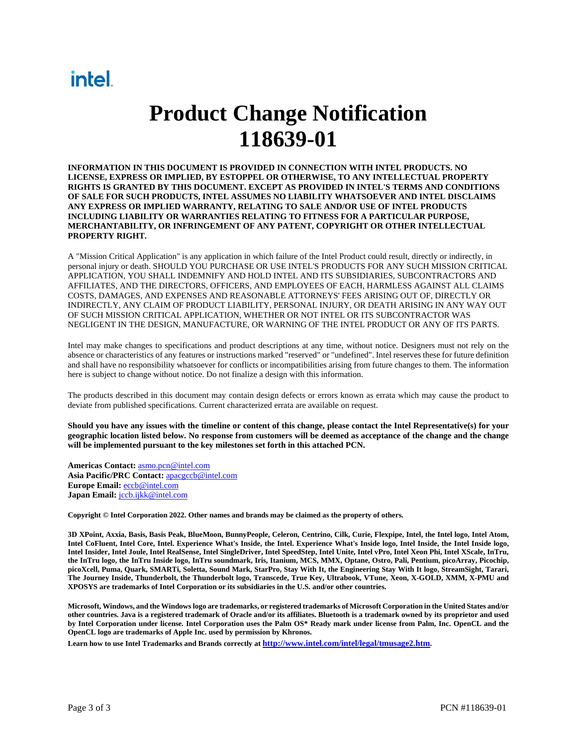intel.

# Product Change Notification 118639-01

**INFORMATION IN THIS DOCUMENT IS PROVIDED IN CONNECTION WITH INTEL PRODUCTS. NO LICENSE, EXPRESS OR IMPLIED, BY ESTOPPEL OR OTHERWISE, TO ANY INTELLECTUAL PROPERTY RIGHTS IS GRANTED BY THIS DOCUMENT. EXCEPT AS PROVIDED IN INTEL'S TERMS AND CONDITIONS OF SALE FOR SUCH PRODUCTS, INTEL ASSUMES NO LIABILITY WHATSOEVER AND INTEL DISCLAIMS ANY EXPRESS OR IMPLIED WARRANTY, RELATING TO SALE AND/OR USE OF INTEL PRODUCTS INCLUDING LIABILITY OR WARRANTIES RELATING TO FITNESS FOR A PARTICULAR PURPOSE, MERCHANTABILITY, OR INFRINGEMENT OF ANY PATENT, COPYRIGHT OR OTHER INTELLECTUAL PROPERTY RIGHT.**

A "Mission Critical Application" is any application in which failure of the Intel Product could result, directly or indirectly, in personal injury or death. SHOULD YOU PURCHASE OR USE INTEL'S PRODUCTS FOR ANY SUCH MISSION CRITICAL APPLICATION, YOU SHALL INDEMNIFY AND HOLD INTEL AND ITS SUBSIDIARIES, SUBCONTRACTORS AND AFFILIATES, AND THE DIRECTORS, OFFICERS, AND EMPLOYEES OF EACH, HARMLESS AGAINST ALL CLAIMS COSTS, DAMAGES, AND EXPENSES AND REASONABLE ATTORNEYS' FEES ARISING OUT OF, DIRECTLY OR INDIRECTLY, ANY CLAIM OF PRODUCT LIABILITY, PERSONAL INJURY, OR DEATH ARISING IN ANY WAY OUT OF SUCH MISSION CRITICAL APPLICATION, WHETHER OR NOT INTEL OR ITS SUBCONTRACTOR WAS NEGLIGENT IN THE DESIGN, MANUFACTURE, OR WARNING OF THE INTEL PRODUCT OR ANY OF ITS PARTS.

Intel may make changes to specifications and product descriptions at any time, without notice. Designers must not rely on the absence or characteristics of any features or instructions marked "reserved" or "undefined". Intel reserves these for future definition and shall have no responsibility whatsoever for conflicts or incompatibilities arising from future changes to them. The information here is subject to change without notice. Do not finalize a design with this information.

The products described in this document may contain design defects or errors known as errata which may cause the product to deviate from published specifications. Current characterized errata are available on request.

**Should you have any issues with the timeline or content of this change, please contact the Intel Representative(s) for your geographic location listed below. No response from customers will be deemed as acceptance of the change and the change will be implemented pursuant to the key milestones set forth in this attached PCN.**

**Americas Contact:** asmo.pcn@intel.com
**Asia Pacific/PRC Contact:** apacgccb@intel.com
**Europe Email:** eccb@intel.com
**Japan Email:** jccb.ijkk@intel.com

**Copyright © Intel Corporation 2022. Other names and brands may be claimed as the property of others.**

**3D XPoint, Axxia, Basis, Basis Peak, BlueMoon, BunnyPeople, Celeron, Centrino, Cilk, Curie, Flexpipe, Intel, the Intel logo, Intel Atom, Intel CoFluent, Intel Core, Intel. Experience What's Inside, the Intel. Experience What's Inside logo, Intel Inside, the Intel Inside logo, Intel Insider, Intel Joule, Intel RealSense, Intel SingleDriver, Intel SpeedStep, Intel Unite, Intel vPro, Intel Xeon Phi, Intel XScale, InTru, the InTru logo, the InTru Inside logo, InTru soundmark, Iris, Itanium, MCS, MMX, Optane, Ostro, Pali, Pentium, picoArray, Picochip, picoXcell, Puma, Quark, SMARTi, Soletta, Sound Mark, StarPro, Stay With It, the Engineering Stay With It logo, StreamSight, Tarari, The Journey Inside, Thunderbolt, the Thunderbolt logo, Transcede, True Key, Ultrabook, VTune, Xeon, X-GOLD, XMM, X-PMU and XPOSYS are trademarks of Intel Corporation or its subsidiaries in the U.S. and/or other countries.**

**Microsoft, Windows, and the Windows logo are trademarks, or registered trademarks of Microsoft Corporation in the United States and/or other countries. Java is a registered trademark of Oracle and/or its affiliates. Bluetooth is a trademark owned by its proprietor and used by Intel Corporation under license. Intel Corporation uses the Palm OS* Ready mark under license from Palm, Inc. OpenCL and the OpenCL logo are trademarks of Apple Inc. used by permission by Khronos.**

**Learn how to use Intel Trademarks and Brands correctly at http://www.intel.com/intel/legal/tmusage2.htm.**